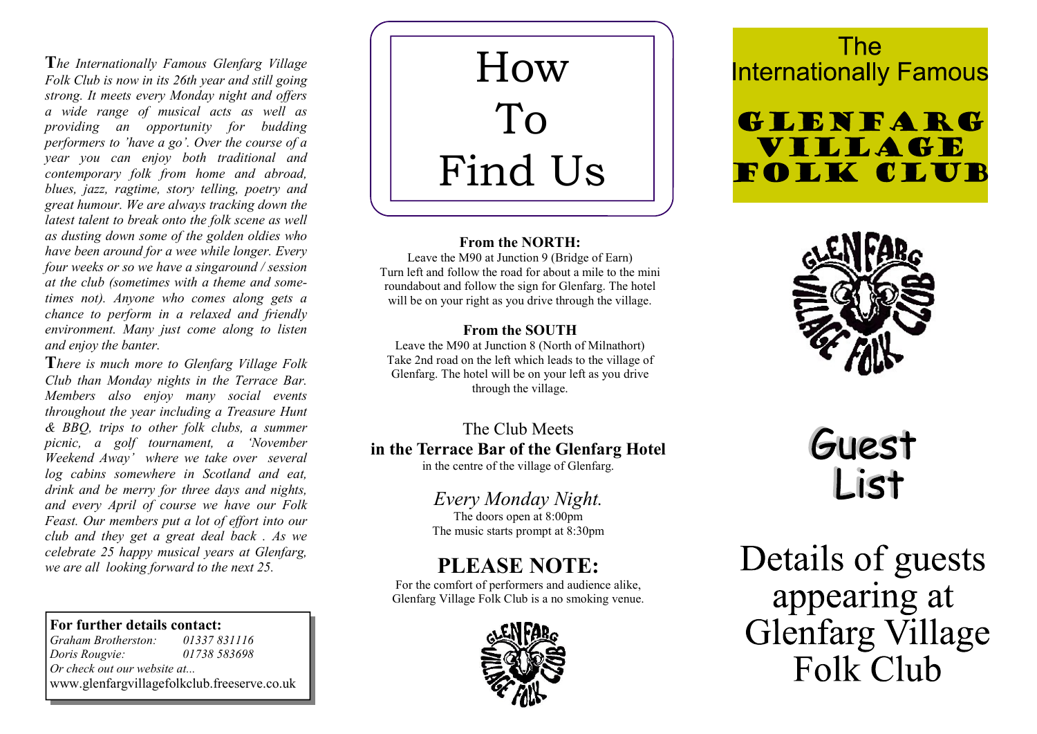*The Internationally Famous Glenfarg Village Folk Club is now in its 26th year and still going strong. It meets every Monday night and offers a wide range of musical acts as well as providing an opportunity for budding performers to 'have a go'. Over the course of a year you can enjoy both traditional and contemporary folk from home and abroad, blues, jazz, ragtime, story telling, poetry and great humour. We are always tracking down the latest talent to break onto the folk scene as well as dusting down some of the golden oldies who have been around for a wee while longer. Every four weeks or so we have a singaround / session at the club (sometimes with a theme and sometimes not). Anyone who comes along gets a chance to perform in a relaxed and friendly environment. Many just come along to listen and enjoy the banter.*

*There is much more to Glenfarg Village Folk Club than Monday nights in the Terrace Bar. Members also enjoy many social events throughout the year including a Treasure Hunt & BBQ, trips to other folk clubs, a summer picnic, a golf tournament, a 'November Weekend Away' where we take over several log cabins somewhere in Scotland and eat, drink and be merry for three days and nights, and every April of course we have our Folk Feast. Our members put a lot of effort into our club and they get a great deal back . As we celebrate 25 happy musical years at Glenfarg, we are all looking forward to the next 25.*

**For further details contact:**
*Graham Brotherston: 01337 831116*
*Doris Rougvie: 01738 583698*
*Or check out our website at...*
www.glenfargvillagefolkclub.freeserve.co.uk

# How To Find Us

**From the NORTH:**
Leave the M90 at Junction 9 (Bridge of Earn)
Turn left and follow the road for about a mile to the mini roundabout and follow the sign for Glenfarg. The hotel will be on your right as you drive through the village.

**From the SOUTH**
Leave the M90 at Junction 8 (North of Milnathort)
Take 2nd road on the left which leads to the village of Glenfarg. The hotel will be on your left as you drive through the village.

The Club Meets
**in the Terrace Bar of the Glenfarg Hotel**
in the centre of the village of Glenfarg.

*Every Monday Night.*
The doors open at 8:00pm
The music starts prompt at 8:30pm

## PLEASE NOTE:

For the comfort of performers and audience alike, Glenfarg Village Folk Club is a no smoking venue.

The Internationally Famous

# GLENFARG VILLAGE FOLK CLUB

# Guest List

Details of guests appearing at Glenfarg Village Folk Club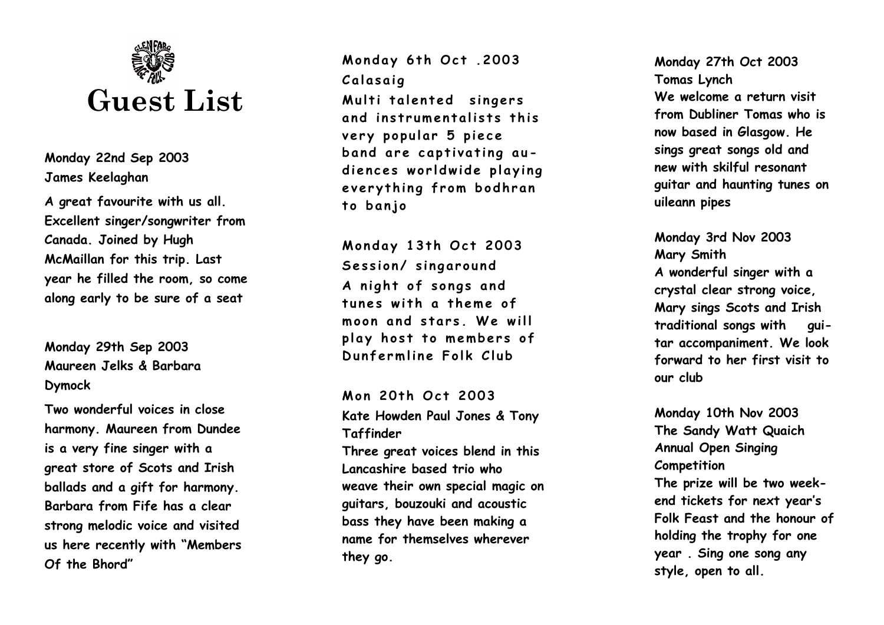# Guest List

**Monday 22nd Sep 2003**
**James Keelaghan**

A great favourite with us all. Excellent singer/songwriter from Canada. Joined by Hugh McMaillan for this trip. Last year he filled the room, so come along early to be sure of a seat

**Monday 29th Sep 2003**
**Maureen Jelks & Barbara Dymock**

Two wonderful voices in close harmony. Maureen from Dundee is a very fine singer with a great store of Scots and Irish ballads and a gift for harmony. Barbara from Fife has a clear strong melodic voice and visited us here recently with "Members Of the Bhord"

**Monday 6th Oct .2003**
**Calasaig**

Multi talented singers and instrumentalists this very popular 5 piece band are captivating audiences worldwide playing everything from bodhran to banjo

**Monday 13th Oct 2003**
**Session/ singaround**

A night of songs and tunes with a theme of moon and stars. We will play host to members of Dunfermline Folk Club

**Mon 20th Oct 2003**
**Kate Howden Paul Jones & Tony Taffinder**

Three great voices blend in this Lancashire based trio who weave their own special magic on guitars, bouzouki and acoustic bass they have been making a name for themselves wherever they go.

**Monday 27th Oct 2003**
**Tomas Lynch**

We welcome a return visit from Dubliner Tomas who is now based in Glasgow. He sings great songs old and new with skilful resonant guitar and haunting tunes on uileann pipes

**Monday 3rd Nov 2003**
**Mary Smith**

A wonderful singer with a crystal clear strong voice, Mary sings Scots and Irish traditional songs with guitar accompaniment. We look forward to her first visit to our club

**Monday 10th Nov 2003**
**The Sandy Watt Quaich Annual Open Singing Competition**

The prize will be two weekend tickets for next year's Folk Feast and the honour of holding the trophy for one year . Sing one song any style, open to all.